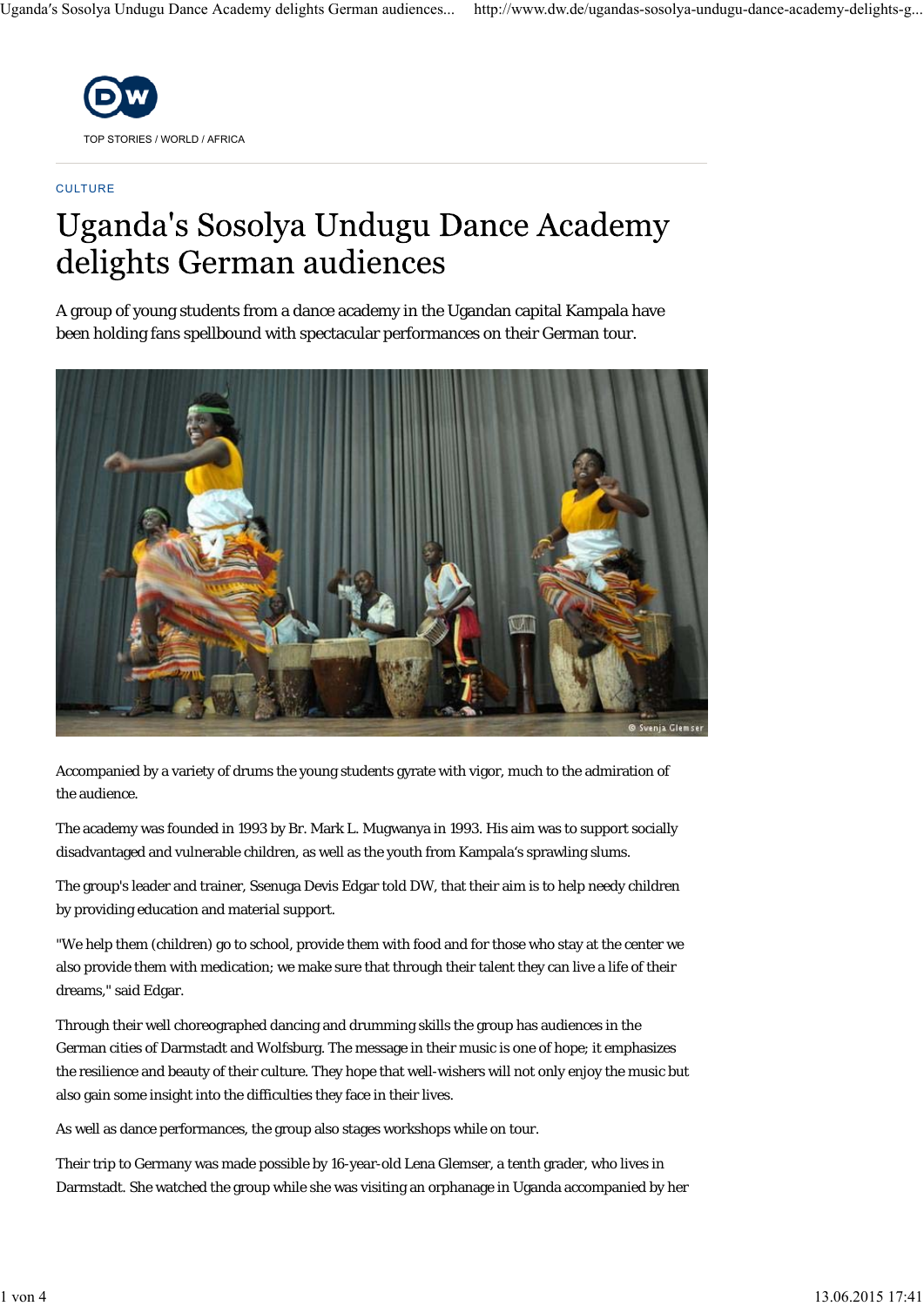TOP STORIES / WORLD / AFRICA

CULTURE

# Uganda's Sosolya Undugu Dance Academy delights German audiences

A group of young students from a dance academy in the Ugandan capital Kampala have been holding fans spellbound with spectacular performances on their German tour.

© Svenja Glemser

Accompanied by a variety of drums the young students gyrate with vigor, much to the admiration of the audience.

The academy was founded in 1993 by Br. Mark L. Mugwanya in 1993. His aim was to support socially disadvantaged and vulnerable children, as well as the youth from Kampala's sprawling slums.

The group's leader and trainer, Ssenuga Devis Edgar told DW, that their aim is to help needy children by providing education and material support.

"We help them (children) go to school, provide them with food and for those who stay at the center we also provide them with medication; we make sure that through their talent they can live a life of their dreams," said Edgar.

Through their well choreographed dancing and drumming skills the group has audiences in the German cities of Darmstadt and Wolfsburg. The message in their music is one of hope; it emphasizes the resilience and beauty of their culture. They hope that well-wishers will not only enjoy the music but also gain some insight into the difficulties they face in their lives.

As well as dance performances, the group also stages workshops while on tour.

Their trip to Germany was made possible by 16-year-old Lena Glemser, a tenth grader, who lives in Darmstadt. She watched the group while she was visiting an orphanage in Uganda accompanied by her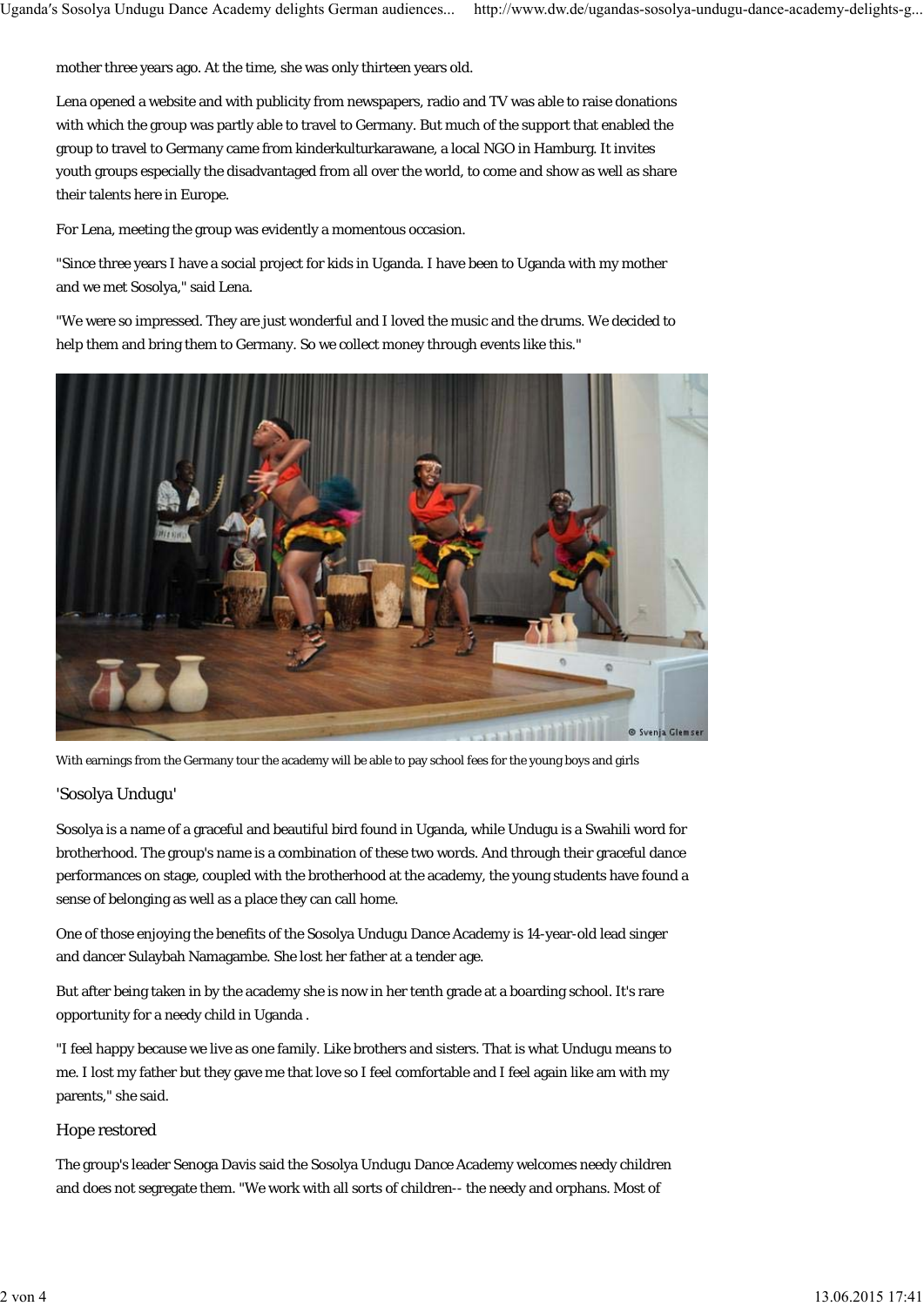mother three years ago. At the time, she was only thirteen years old.

Lena opened a website and with publicity from newspapers, radio and TV was able to raise donations with which the group was partly able to travel to Germany. But much of the support that enabled the group to travel to Germany came from kinderkulturkarawane, a local NGO in Hamburg. It invites youth groups especially the disadvantaged from all over the world, to come and show as well as share their talents here in Europe.

For Lena, meeting the group was evidently a momentous occasion.

"Since three years I have a social project for kids in Uganda. I have been to Uganda with my mother and we met Sosolya," said Lena.

"We were so impressed. They are just wonderful and I loved the music and the drums. We decided to help them and bring them to Germany. So we collect money through events like this."

With earnings from the Germany tour the academy will be able to pay school fees for the young boys and girls

## 'Sosolya Undugu'

Sosolya is a name of a graceful and beautiful bird found in Uganda, while Undugu is a Swahili word for brotherhood. The group's name is a combination of these two words. And through their graceful dance performances on stage, coupled with the brotherhood at the academy, the young students have found a sense of belonging as well as a place they can call home.

One of those enjoying the benefits of the Sosolya Undugu Dance Academy is 14-year-old lead singer and dancer Sulaybah Namagambe. She lost her father at a tender age.

But after being taken in by the academy she is now in her tenth grade at a boarding school. It's rare opportunity for a needy child in Uganda .

"I feel happy because we live as one family. Like brothers and sisters. That is what Undugu means to me. I lost my father but they gave me that love so I feel comfortable and I feel again like am with my parents," she said.

## Hope restored

The group's leader Senoga Davis said the Sosolya Undugu Dance Academy welcomes needy children and does not segregate them. "We work with all sorts of children-- the needy and orphans. Most of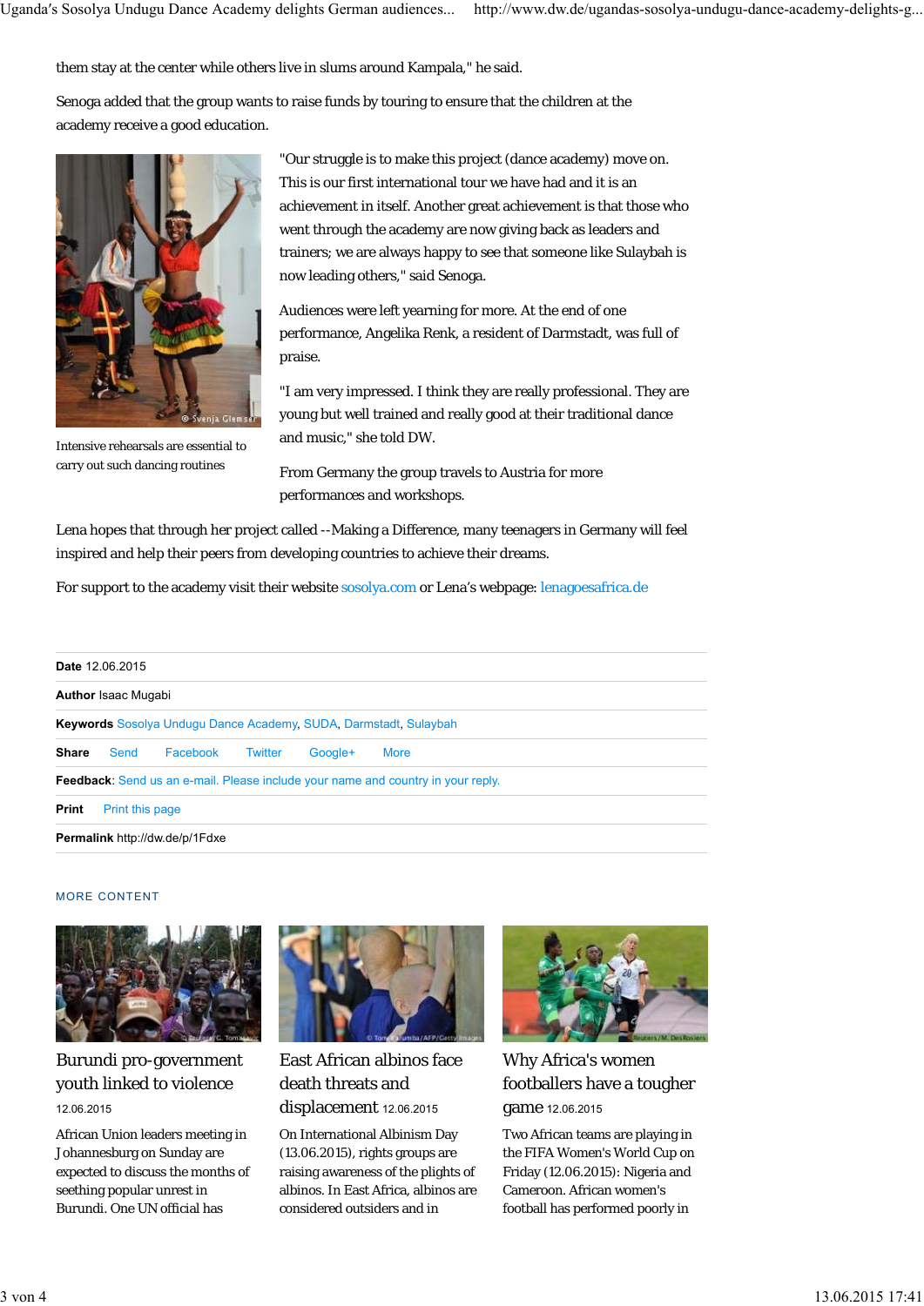them stay at the center while others live in slums around Kampala," he said.

Senoga added that the group wants to raise funds by touring to ensure that the children at the academy receive a good education.

Intensive rehearsals are essential to carry out such dancing routines

"Our struggle is to make this project (dance academy) move on. This is our first international tour we have had and it is an achievement in itself. Another great achievement is that those who went through the academy are now giving back as leaders and trainers; we are always happy to see that someone like Sulaybah is now leading others," said Senoga.

Audiences were left yearning for more. At the end of one performance, Angelika Renk, a resident of Darmstadt, was full of praise.

"I am very impressed. I think they are really professional. They are young but well trained and really good at their traditional dance and music," she told DW.

From Germany the group travels to Austria for more performances and workshops.

Lena hopes that through her project called --Making a Difference, many teenagers in Germany will feel inspired and help their peers from developing countries to achieve their dreams.

For support to the academy visit their website sosolya.com or Lena's webpage: lenagoesafrica.de

**Date** 12.06.2015

**Author** Isaac Mugabi

**Keywords** Sosolya Undugu Dance Academy, SUDA, Darmstadt, Sulaybah

**Share** Send Facebook Twitter Google+ More

**Feedback**: Send us an e-mail. Please include your name and country in your reply.

**Print** Print this page

**Permalink** http://dw.de/p/1Fdxe

## MORE CONTENT

### Burundi pro-government youth linked to violence

12.06.2015

African Union leaders meeting in Johannesburg on Sunday are expected to discuss the months of seething popular unrest in Burundi. One UN official has

### East African albinos face death threats and displacement

12.06.2015

On International Albinism Day (13.06.2015), rights groups are raising awareness of the plights of albinos. In East Africa, albinos are considered outsiders and in

### Why Africa's women footballers have a tougher game

12.06.2015

Two African teams are playing in the FIFA Women's World Cup on Friday (12.06.2015): Nigeria and Cameroon. African women's football has performed poorly in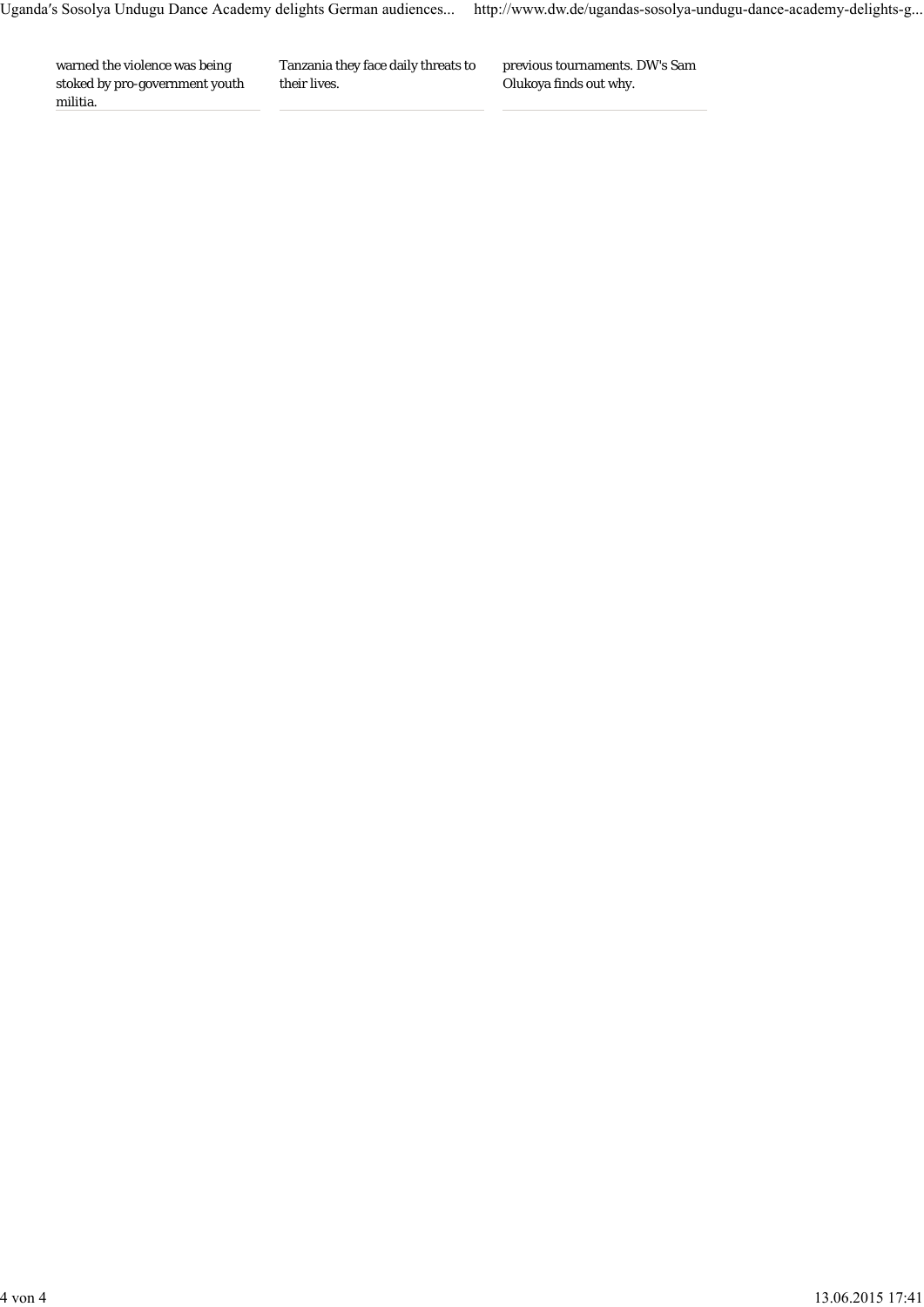warned the violence was being stoked by pro-government youth militia.

Tanzania they face daily threats to their lives.

previous tournaments. DW's Sam Olukoya finds out why.